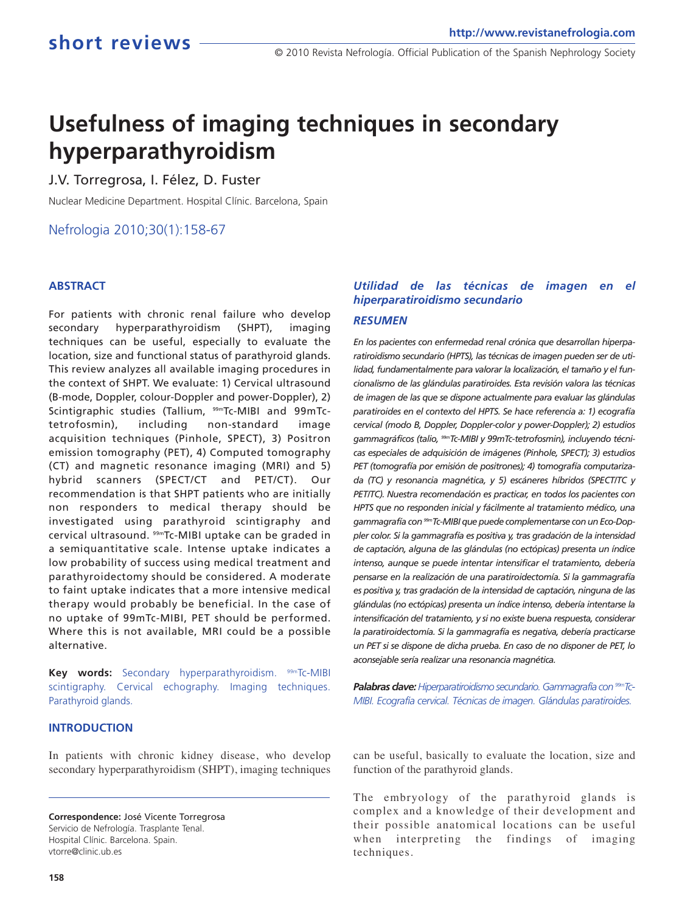# Usefulness of imaging techniques in secondary hyperparathyroidism

J.V. Torregrosa, I. Félez, D. Fuster

Nuclear Medicine Department. Hospital Clínic. Barcelona, Spain

Nefrologia 2010;30(1):158-67

## ABSTRACT

For patients with chronic renal failure who develop secondary hyperparathyroidism (SHPT), imaging techniques can be useful, especially to evaluate the location, size and functional status of parathyroid glands. This review analyzes all available imaging procedures in the context of SHPT. We evaluate: 1) Cervical ultrasound (B-mode, Doppler, colour-Doppler and power-Doppler), 2) Scintigraphic studies (Tallium, $^{99m}$Tc-MIBI and 99mTc-tetrofosmin), including non-standard image acquisition techniques (Pinhole, SPECT), 3) Positron emission tomography (PET), 4) Computed tomography (CT) and magnetic resonance imaging (MRI) and 5) hybrid scanners (SPECT/CT and PET/CT). Our recommendation is that SHPT patients who are initially non responders to medical therapy should be investigated using parathyroid scintigraphy and cervical ultrasound. $^{99m}$Tc-MIBI uptake can be graded in a semiquantitative scale. Intense uptake indicates a low probability of success using medical treatment and parathyroidectomy should be considered. A moderate to faint uptake indicates that a more intensive medical therapy would probably be beneficial. In the case of no uptake of 99mTc-MIBI, PET should be performed. Where this is not available, MRI could be a possible alternative.

**Key words:** Secondary hyperparathyroidism. $^{99m}$Tc-MIBI scintigraphy. Cervical echography. Imaging techniques. Parathyroid glands.

### *Utilidad de las técnicas de imagen en el hiperparatiroidismo secundario*

### *RESUMEN*

*En los pacientes con enfermedad renal crónica que desarrollan hiperparatiroidismo secundario (HPTS), las técnicas de imagen pueden ser de utilidad, fundamentalmente para valorar la localización, el tamaño y el funcionalismo de las glándulas paratiroides. Esta revisión valora las técnicas de imagen de las que se dispone actualmente para evaluar las glándulas paratiroides en el contexto del HPTS. Se hace referencia a: 1) ecografía cervical (modo B, Doppler, Doppler-color y power-Doppler); 2) estudios gammagráficos (talio, $^{99m}$Tc-MIBI y 99mTc-tetrofosmin), incluyendo técnicas especiales de adquisición de imágenes (Pinhole, SPECT); 3) estudios PET (tomografía por emisión de positrones); 4) tomografía computarizada (TC) y resonancia magnética, y 5) escáneres híbridos (SPECT/TC y PET/TC). Nuestra recomendación es practicar, en todos los pacientes con HPTS que no responden inicial y fácilmente al tratamiento médico, una gammagrafía con $^{99m}$Tc-MIBI que puede complementarse con un Eco-Doppler color. Si la gammagrafía es positiva y, tras gradación de la intensidad de captación, alguna de las glándulas (no ectópicas) presenta un índice intenso, aunque se puede intentar intensificar el tratamiento, debería pensarse en la realización de una paratiroidectomía. Si la gammagrafía es positiva y, tras gradación de la intensidad de captación, ninguna de las glándulas (no ectópicas) presenta un índice intenso, debería intentarse la intensificación del tratamiento, y si no existe buena respuesta, considerar la paratiroidectomía. Si la gammagrafía es negativa, debería practicarse un PET si se dispone de dicha prueba. En caso de no disponer de PET, lo aconsejable sería realizar una resonancia magnética.*

***Palabras clave:** Hiperparatiroidismo secundario. Gammagrafía con $^{99m}$Tc-MIBI. Ecografía cervical. Técnicas de imagen. Glándulas paratiroides.*

## INTRODUCTION

In patients with chronic kidney disease, who develop secondary hyperparathyroidism (SHPT), imaging techniques can be useful, basically to evaluate the location, size and function of the parathyroid glands.

The embryology of the parathyroid glands is complex and a knowledge of their development and their possible anatomical locations can be useful when interpreting the findings of imaging techniques.

**Correspondence:** José Vicente Torregrosa
Servicio de Nefrología. Trasplante Tenal.
Hospital Clínic. Barcelona. Spain.
vtorre@clinic.ub.es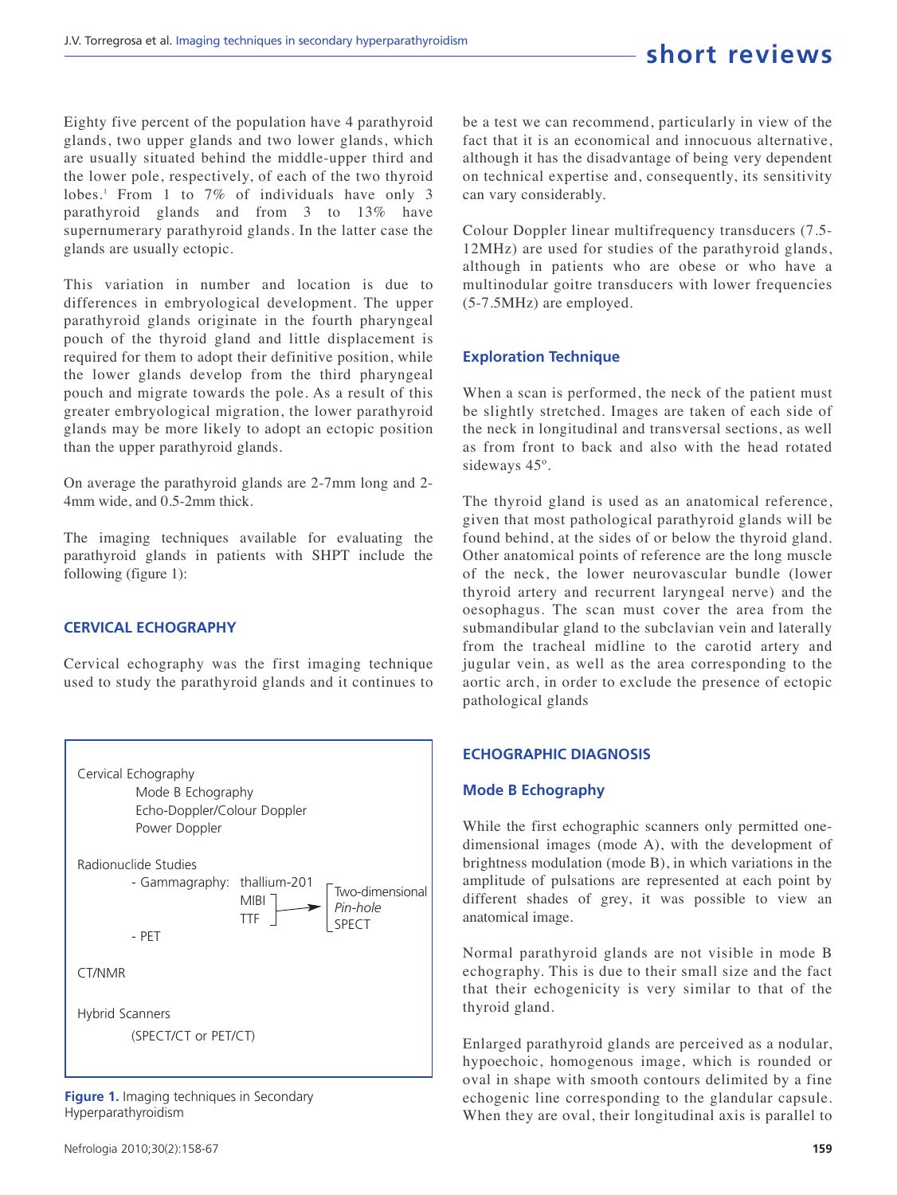Eighty five percent of the population have 4 parathyroid glands, two upper glands and two lower glands, which are usually situated behind the middle-upper third and the lower pole, respectively, of each of the two thyroid lobes.[1] From 1 to 7% of individuals have only 3 parathyroid glands and from 3 to 13% have supernumerary parathyroid glands. In the latter case the glands are usually ectopic.

This variation in number and location is due to differences in embryological development. The upper parathyroid glands originate in the fourth pharyngeal pouch of the thyroid gland and little displacement is required for them to adopt their definitive position, while the lower glands develop from the third pharyngeal pouch and migrate towards the pole. As a result of this greater embryological migration, the lower parathyroid glands may be more likely to adopt an ectopic position than the upper parathyroid glands.

On average the parathyroid glands are 2-7mm long and 2-4mm wide, and 0.5-2mm thick.

The imaging techniques available for evaluating the parathyroid glands in patients with SHPT include the following (figure 1):

## CERVICAL ECHOGRAPHY

Cervical echography was the first imaging technique used to study the parathyroid glands and it continues to be a test we can recommend, particularly in view of the fact that it is an economical and innocuous alternative, although it has the disadvantage of being very dependent on technical expertise and, consequently, its sensitivity can vary considerably.

Colour Doppler linear multifrequency transducers (7.5-12MHz) are used for studies of the parathyroid glands, although in patients who are obese or who have a multinodular goitre transducers with lower frequencies (5-7.5MHz) are employed.

```
Cervical Echography
        Mode B Echography
        Echo-Doppler/Colour Doppler
        Power Doppler

Radionuclide Studies
     - Gammagraphy:  thallium-201      ┌ Two-dimensional
                     MIBI ┐            │ Pin-hole
                     TTF  ┘ ─────────► └ SPECT
     - PET

CT/NMR

Hybrid Scanners
        (SPECT/CT or PET/CT)
```

**Figure 1.** Imaging techniques in Secondary Hyperparathyroidism

### Exploration Technique

When a scan is performed, the neck of the patient must be slightly stretched. Images are taken of each side of the neck in longitudinal and transversal sections, as well as from front to back and also with the head rotated sideways 45º.

The thyroid gland is used as an anatomical reference, given that most pathological parathyroid glands will be found behind, at the sides of or below the thyroid gland. Other anatomical points of reference are the long muscle of the neck, the lower neurovascular bundle (lower thyroid artery and recurrent laryngeal nerve) and the oesophagus. The scan must cover the area from the submandibular gland to the subclavian vein and laterally from the tracheal midline to the carotid artery and jugular vein, as well as the area corresponding to the aortic arch, in order to exclude the presence of ectopic pathological glands

## ECHOGRAPHIC DIAGNOSIS

### Mode B Echography

While the first echographic scanners only permitted one-dimensional images (mode A), with the development of brightness modulation (mode B), in which variations in the amplitude of pulsations are represented at each point by different shades of grey, it was possible to view an anatomical image.

Normal parathyroid glands are not visible in mode B echography. This is due to their small size and the fact that their echogenicity is very similar to that of the thyroid gland.

Enlarged parathyroid glands are perceived as a nodular, hypoechoic, homogenous image, which is rounded or oval in shape with smooth contours delimited by a fine echogenic line corresponding to the glandular capsule. When they are oval, their longitudinal axis is parallel to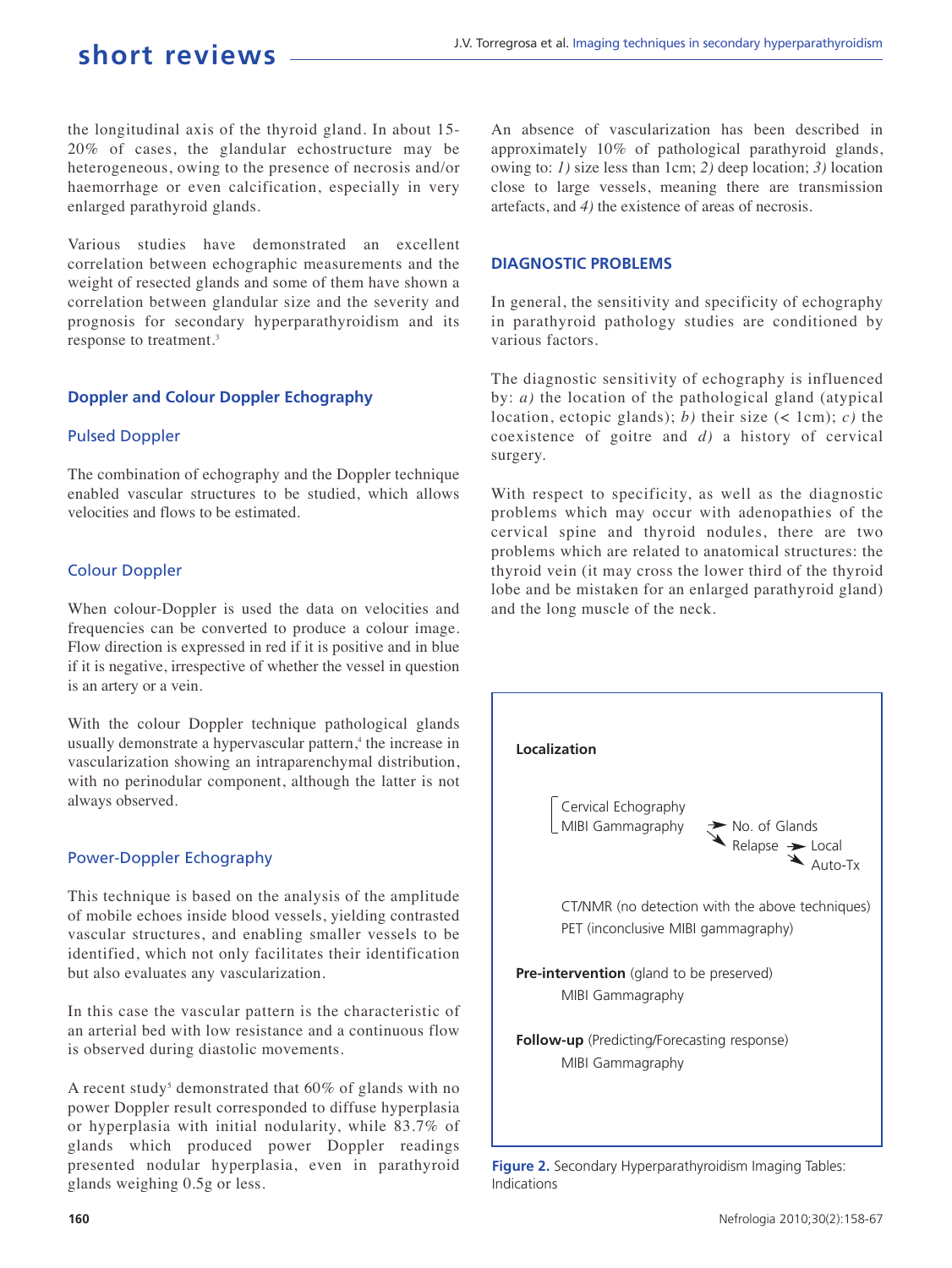the longitudinal axis of the thyroid gland. In about 15-20% of cases, the glandular echostructure may be heterogeneous, owing to the presence of necrosis and/or haemorrhage or even calcification, especially in very enlarged parathyroid glands.

Various studies have demonstrated an excellent correlation between echographic measurements and the weight of resected glands and some of them have shown a correlation between glandular size and the severity and prognosis for secondary hyperparathyroidism and its response to treatment.[3]

### Doppler and Colour Doppler Echography

#### Pulsed Doppler

The combination of echography and the Doppler technique enabled vascular structures to be studied, which allows velocities and flows to be estimated.

#### Colour Doppler

When colour-Doppler is used the data on velocities and frequencies can be converted to produce a colour image. Flow direction is expressed in red if it is positive and in blue if it is negative, irrespective of whether the vessel in question is an artery or a vein.

With the colour Doppler technique pathological glands usually demonstrate a hypervascular pattern,[4] the increase in vascularization showing an intraparenchymal distribution, with no perinodular component, although the latter is not always observed.

#### Power-Doppler Echography

This technique is based on the analysis of the amplitude of mobile echoes inside blood vessels, yielding contrasted vascular structures, and enabling smaller vessels to be identified, which not only facilitates their identification but also evaluates any vascularization.

In this case the vascular pattern is the characteristic of an arterial bed with low resistance and a continuous flow is observed during diastolic movements.

A recent study[5] demonstrated that 60% of glands with no power Doppler result corresponded to diffuse hyperplasia or hyperplasia with initial nodularity, while 83.7% of glands which produced power Doppler readings presented nodular hyperplasia, even in parathyroid glands weighing 0.5g or less.

An absence of vascularization has been described in approximately 10% of pathological parathyroid glands, owing to: *1)* size less than 1cm; *2)* deep location; *3)* location close to large vessels, meaning there are transmission artefacts, and *4)* the existence of areas of necrosis.

## DIAGNOSTIC PROBLEMS

In general, the sensitivity and specificity of echography in parathyroid pathology studies are conditioned by various factors.

The diagnostic sensitivity of echography is influenced by: *a)* the location of the pathological gland (atypical location, ectopic glands); *b)* their size (< 1cm); *c)* the coexistence of goitre and *d)* a history of cervical surgery.

With respect to specificity, as well as the diagnostic problems which may occur with adenopathies of the cervical spine and thyroid nodules, there are two problems which are related to anatomical structures: the thyroid vein (it may cross the lower third of the thyroid lobe and be mistaken for an enlarged parathyroid gland) and the long muscle of the neck.

**Localization**

- Cervical Echography
- MIBI Gammagraphy
  - → No. of Glands
  - → Relapse
    - → Local
    - → Auto-Tx

CT/NMR (no detection with the above techniques)
PET (inconclusive MIBI gammagraphy)

**Pre-intervention** (gland to be preserved)
MIBI Gammagraphy

**Follow-up** (Predicting/Forecasting response)
MIBI Gammagraphy

**Figure 2.** Secondary Hyperparathyroidism Imaging Tables: Indications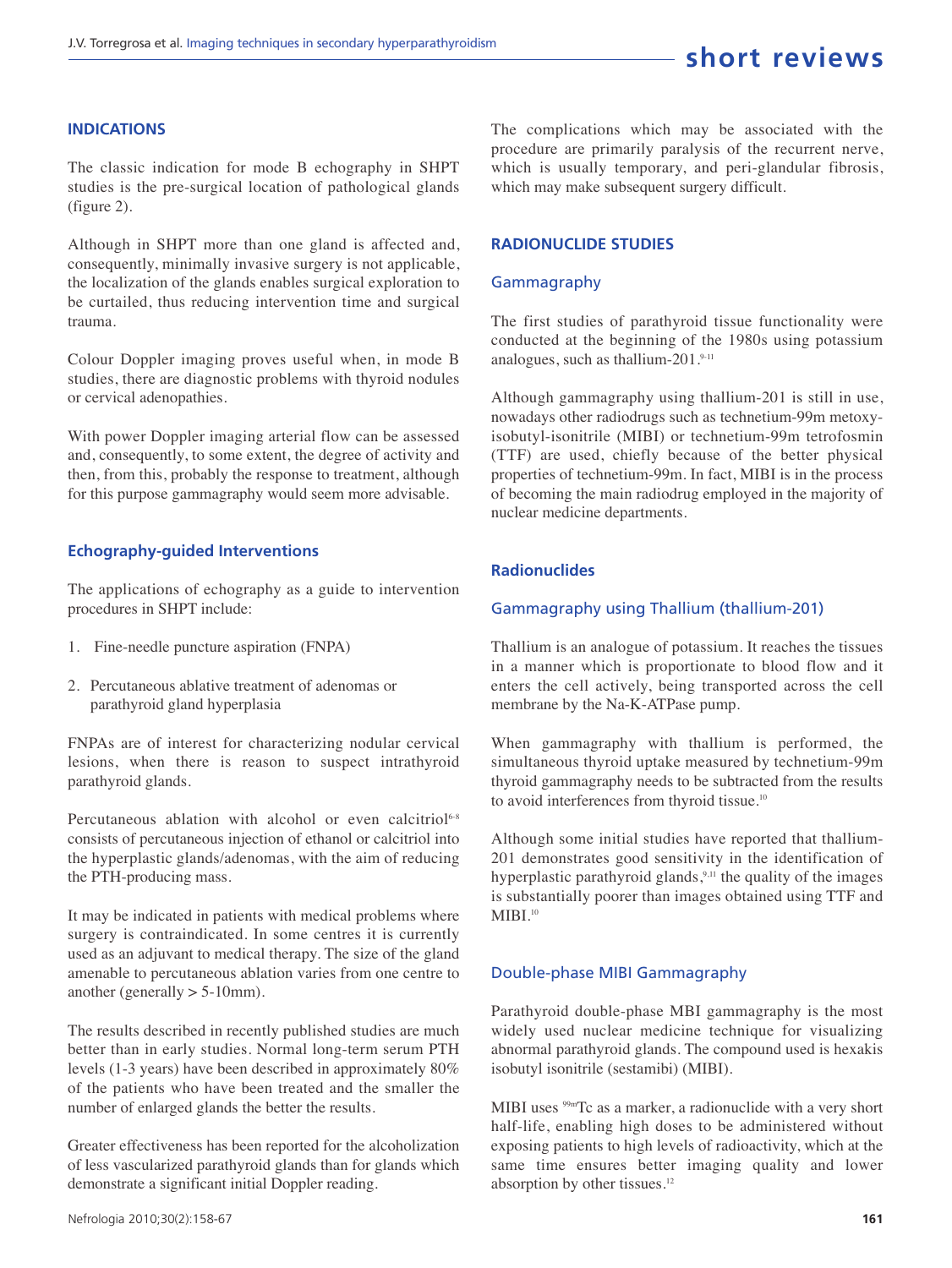## INDICATIONS

The classic indication for mode B echography in SHPT studies is the pre-surgical location of pathological glands (figure 2).

Although in SHPT more than one gland is affected and, consequently, minimally invasive surgery is not applicable, the localization of the glands enables surgical exploration to be curtailed, thus reducing intervention time and surgical trauma.

Colour Doppler imaging proves useful when, in mode B studies, there are diagnostic problems with thyroid nodules or cervical adenopathies.

With power Doppler imaging arterial flow can be assessed and, consequently, to some extent, the degree of activity and then, from this, probably the response to treatment, although for this purpose gammagraphy would seem more advisable.

### Echography-guided Interventions

The applications of echography as a guide to intervention procedures in SHPT include:

1. Fine-needle puncture aspiration (FNPA)
2. Percutaneous ablative treatment of adenomas or parathyroid gland hyperplasia

FNPAs are of interest for characterizing nodular cervical lesions, when there is reason to suspect intrathyroid parathyroid glands.

Percutaneous ablation with alcohol or even calcitriol[6-8] consists of percutaneous injection of ethanol or calcitriol into the hyperplastic glands/adenomas, with the aim of reducing the PTH-producing mass.

It may be indicated in patients with medical problems where surgery is contraindicated. In some centres it is currently used as an adjuvant to medical therapy. The size of the gland amenable to percutaneous ablation varies from one centre to another (generally > 5-10mm).

The results described in recently published studies are much better than in early studies. Normal long-term serum PTH levels (1-3 years) have been described in approximately 80% of the patients who have been treated and the smaller the number of enlarged glands the better the results.

Greater effectiveness has been reported for the alcoholization of less vascularized parathyroid glands than for glands which demonstrate a significant initial Doppler reading.

The complications which may be associated with the procedure are primarily paralysis of the recurrent nerve, which is usually temporary, and peri-glandular fibrosis, which may make subsequent surgery difficult.

## RADIONUCLIDE STUDIES

### Gammagraphy

The first studies of parathyroid tissue functionality were conducted at the beginning of the 1980s using potassium analogues, such as thallium-201.[9-11]

Although gammagraphy using thallium-201 is still in use, nowadays other radiodrugs such as technetium-99m metoxy-isobutyl-isonitrile (MIBI) or technetium-99m tetrofosmin (TTF) are used, chiefly because of the better physical properties of technetium-99m. In fact, MIBI is in the process of becoming the main radiodrug employed in the majority of nuclear medicine departments.

### Radionuclides

### Gammagraphy using Thallium (thallium-201)

Thallium is an analogue of potassium. It reaches the tissues in a manner which is proportionate to blood flow and it enters the cell actively, being transported across the cell membrane by the Na-K-ATPase pump.

When gammagraphy with thallium is performed, the simultaneous thyroid uptake measured by technetium-99m thyroid gammagraphy needs to be subtracted from the results to avoid interferences from thyroid tissue.[10]

Although some initial studies have reported that thallium-201 demonstrates good sensitivity in the identification of hyperplastic parathyroid glands,[9,11] the quality of the images is substantially poorer than images obtained using TTF and MIBI.[10]

### Double-phase MIBI Gammagraphy

Parathyroid double-phase MBI gammagraphy is the most widely used nuclear medicine technique for visualizing abnormal parathyroid glands. The compound used is hexakis isobutyl isonitrile (sestamibi) (MIBI).

MIBI uses $^{99m}$Tc as a marker, a radionuclide with a very short half-life, enabling high doses to be administered without exposing patients to high levels of radioactivity, which at the same time ensures better imaging quality and lower absorption by other tissues.[12]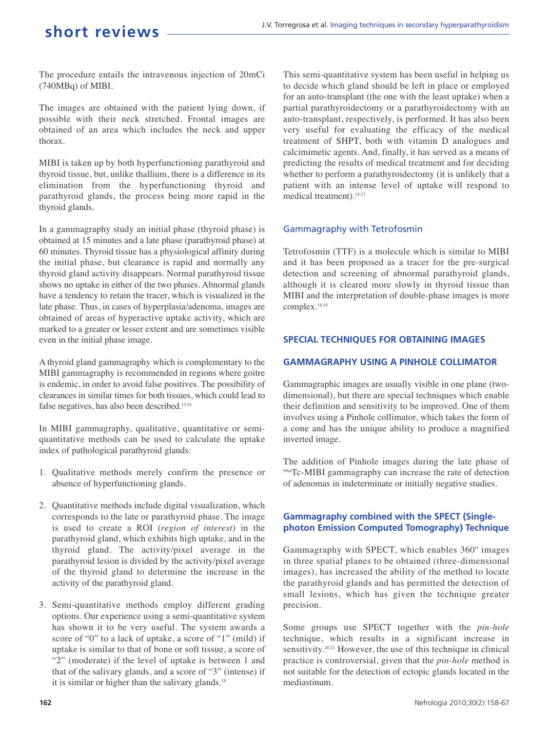The procedure entails the intravenous injection of 20mCi (740MBq) of MIBI.

The images are obtained with the patient lying down, if possible with their neck stretched. Frontal images are obtained of an area which includes the neck and upper thorax.

MIBI is taken up by both hyperfunctioning parathyroid and thyroid tissue, but, unlike thallium, there is a difference in its elimination from the hyperfunctioning thyroid and parathyroid glands, the process being more rapid in the thyroid glands.

In a gammagraphy study an initial phase (thyroid phase) is obtained at 15 minutes and a late phase (parathyroid phase) at 60 minutes. Thyroid tissue has a physiological affinity during the initial phase, but clearance is rapid and normally any thyroid gland activity disappears. Normal parathyroid tissue shows no uptake in either of the two phases. Abnormal glands have a tendency to retain the tracer, which is visualized in the late phase. Thus, in cases of hyperplasia/adenoma, images are obtained of areas of hyperactive uptake activity, which are marked to a greater or lesser extent and are sometimes visible even in the initial phase image.

A thyroid gland gammagraphy which is complementary to the MIBI gammagraphy is recommended in regions where goitre is endemic, in order to avoid false positives. The possibility of clearances in similar times for both tissues, which could lead to false negatives, has also been described.[13,14]

In MIBI gammagraphy, qualitative, quantitative or semi-quantitative methods can be used to calculate the uptake index of pathological parathyroid glands:

1. Qualitative methods merely confirm the presence or absence of hyperfunctioning glands.
2. Quantitative methods include digital visualization, which corresponds to the late or parathyroid phase. The image is used to create a ROI (*region of interest*) in the parathyroid gland, which exhibits high uptake, and in the thyroid gland. The activity/pixel average in the parathyroid lesion is divided by the activity/pixel average of the thyroid gland to determine the increase in the activity of the parathyroid gland.
3. Semi-quantitative methods employ different grading options. Our experience using a semi-quantitative system has shown it to be very useful. The system awards a score of "0" to a lack of uptake, a score of "1" (mild) if uptake is similar to that of bone or soft tissue, a score of "2" (moderate) if the level of uptake is between 1 and that of the salivary glands, and a score of "3" (intense) if it is similar or higher than the salivary glands.[15]

This semi-quantitative system has been useful in helping us to decide which gland should be left in place or employed for an auto-transplant (the one with the least uptake) when a partial parathyroidectomy or a parathyroidectomy with an auto-transplant, respectively, is performed. It has also been very useful for evaluating the efficacy of the medical treatment of SHPT, both with vitamin D analogues and calcimimetic agents. And, finally, it has served as a means of predicting the results of medical treatment and for deciding whether to perform a parathyroidectomy (it is unlikely that a patient with an intense level of uptake will respond to medical treatment).[15-17]

### Gammagraphy with Tetrofosmin

Tetrofosmin (TTF) is a molecule which is similar to MIBI and it has been proposed as a tracer for the pre-surgical detection and screening of abnormal parathyroid glands, although it is cleared more slowly in thyroid tissue than MIBI and the interpretation of double-phase images is more complex.[18,19]

## SPECIAL TECHNIQUES FOR OBTAINING IMAGES

## GAMMAGRAPHY USING A PINHOLE COLLIMATOR

Gammagraphic images are usually visible in one plane (two-dimensional), but there are special techniques which enable their definition and sensitivity to be improved. One of them involves using a Pinhole collimator, which takes the form of a cone and has the unique ability to produce a magnified inverted image.

The addition of Pinhole images during the late phase of $^{99m}$Tc-MIBI gammagraphy can increase the rate of detection of adenomas in indeterminate or initially negative studies.

### Gammagraphy combined with the SPECT (Single-photon Emission Computed Tomography) Technique

Gammagraphy with SPECT, which enables 360º images in three spatial planes to be obtained (three-dimensional images), has increased the ability of the method to locate the parathyroid glands and has permitted the detection of small lesions, which has given the technique greater precision.

Some groups use SPECT together with the *pin-hole* technique, which results in a significant increase in sensitivity.[20,21] However, the use of this technique in clinical practice is controversial, given that the *pin-hole* method is not suitable for the detection of ectopic glands located in the mediastinum.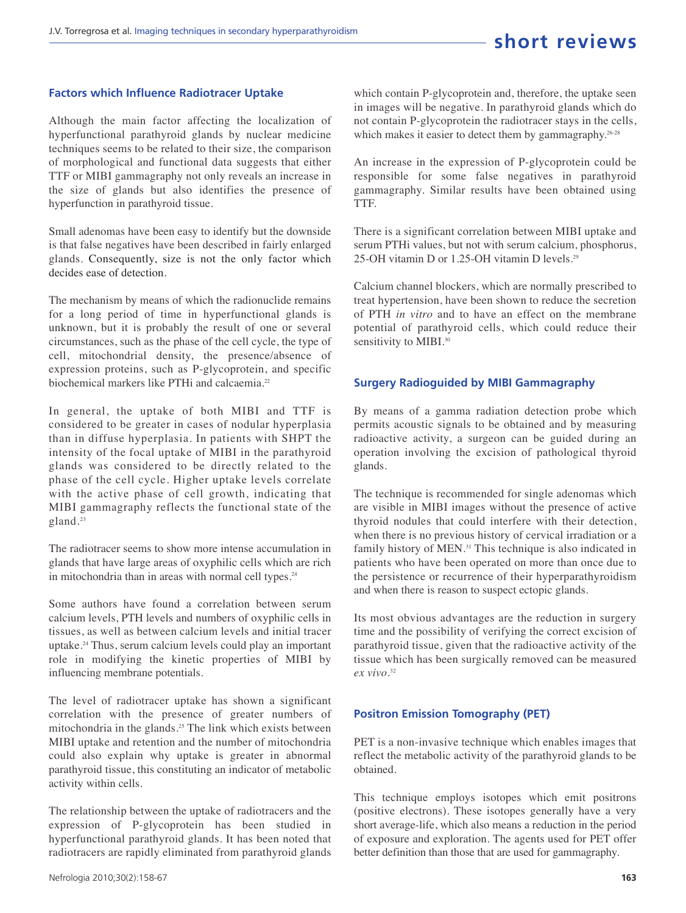## Factors which Influence Radiotracer Uptake

Although the main factor affecting the localization of hyperfunctional parathyroid glands by nuclear medicine techniques seems to be related to their size, the comparison of morphological and functional data suggests that either TTF or MIBI gammagraphy not only reveals an increase in the size of glands but also identifies the presence of hyperfunction in parathyroid tissue.

Small adenomas have been easy to identify but the downside is that false negatives have been described in fairly enlarged glands. Consequently, size is not the only factor which decides ease of detection.

The mechanism by means of which the radionuclide remains for a long period of time in hyperfunctional glands is unknown, but it is probably the result of one or several circumstances, such as the phase of the cell cycle, the type of cell, mitochondrial density, the presence/absence of expression proteins, such as P-glycoprotein, and specific biochemical markers like PTHi and calcaemia.[22]

In general, the uptake of both MIBI and TTF is considered to be greater in cases of nodular hyperplasia than in diffuse hyperplasia. In patients with SHPT the intensity of the focal uptake of MIBI in the parathyroid glands was considered to be directly related to the phase of the cell cycle. Higher uptake levels correlate with the active phase of cell growth, indicating that MIBI gammagraphy reflects the functional state of the gland.[23]

The radiotracer seems to show more intense accumulation in glands that have large areas of oxyphilic cells which are rich in mitochondria than in areas with normal cell types.[24]

Some authors have found a correlation between serum calcium levels, PTH levels and numbers of oxyphilic cells in tissues, as well as between calcium levels and initial tracer uptake.[24] Thus, serum calcium levels could play an important role in modifying the kinetic properties of MIBI by influencing membrane potentials.

The level of radiotracer uptake has shown a significant correlation with the presence of greater numbers of mitochondria in the glands.[25] The link which exists between MIBI uptake and retention and the number of mitochondria could also explain why uptake is greater in abnormal parathyroid tissue, this constituting an indicator of metabolic activity within cells.

The relationship between the uptake of radiotracers and the expression of P-glycoprotein has been studied in hyperfunctional parathyroid glands. It has been noted that radiotracers are rapidly eliminated from parathyroid glands which contain P-glycoprotein and, therefore, the uptake seen in images will be negative. In parathyroid glands which do not contain P-glycoprotein the radiotracer stays in the cells, which makes it easier to detect them by gammagraphy.[26-28]

An increase in the expression of P-glycoprotein could be responsible for some false negatives in parathyroid gammagraphy. Similar results have been obtained using TTF.

There is a significant correlation between MIBI uptake and serum PTHi values, but not with serum calcium, phosphorus, 25-OH vitamin D or 1.25-OH vitamin D levels.[29]

Calcium channel blockers, which are normally prescribed to treat hypertension, have been shown to reduce the secretion of PTH *in vitro* and to have an effect on the membrane potential of parathyroid cells, which could reduce their sensitivity to MIBI.[30]

## Surgery Radioguided by MIBI Gammagraphy

By means of a gamma radiation detection probe which permits acoustic signals to be obtained and by measuring radioactive activity, a surgeon can be guided during an operation involving the excision of pathological thyroid glands.

The technique is recommended for single adenomas which are visible in MIBI images without the presence of active thyroid nodules that could interfere with their detection, when there is no previous history of cervical irradiation or a family history of MEN.[31] This technique is also indicated in patients who have been operated on more than once due to the persistence or recurrence of their hyperparathyroidism and when there is reason to suspect ectopic glands.

Its most obvious advantages are the reduction in surgery time and the possibility of verifying the correct excision of parathyroid tissue, given that the radioactive activity of the tissue which has been surgically removed can be measured *ex vivo*.[32]

## Positron Emission Tomography (PET)

PET is a non-invasive technique which enables images that reflect the metabolic activity of the parathyroid glands to be obtained.

This technique employs isotopes which emit positrons (positive electrons). These isotopes generally have a very short average-life, which also means a reduction in the period of exposure and exploration. The agents used for PET offer better definition than those that are used for gammagraphy.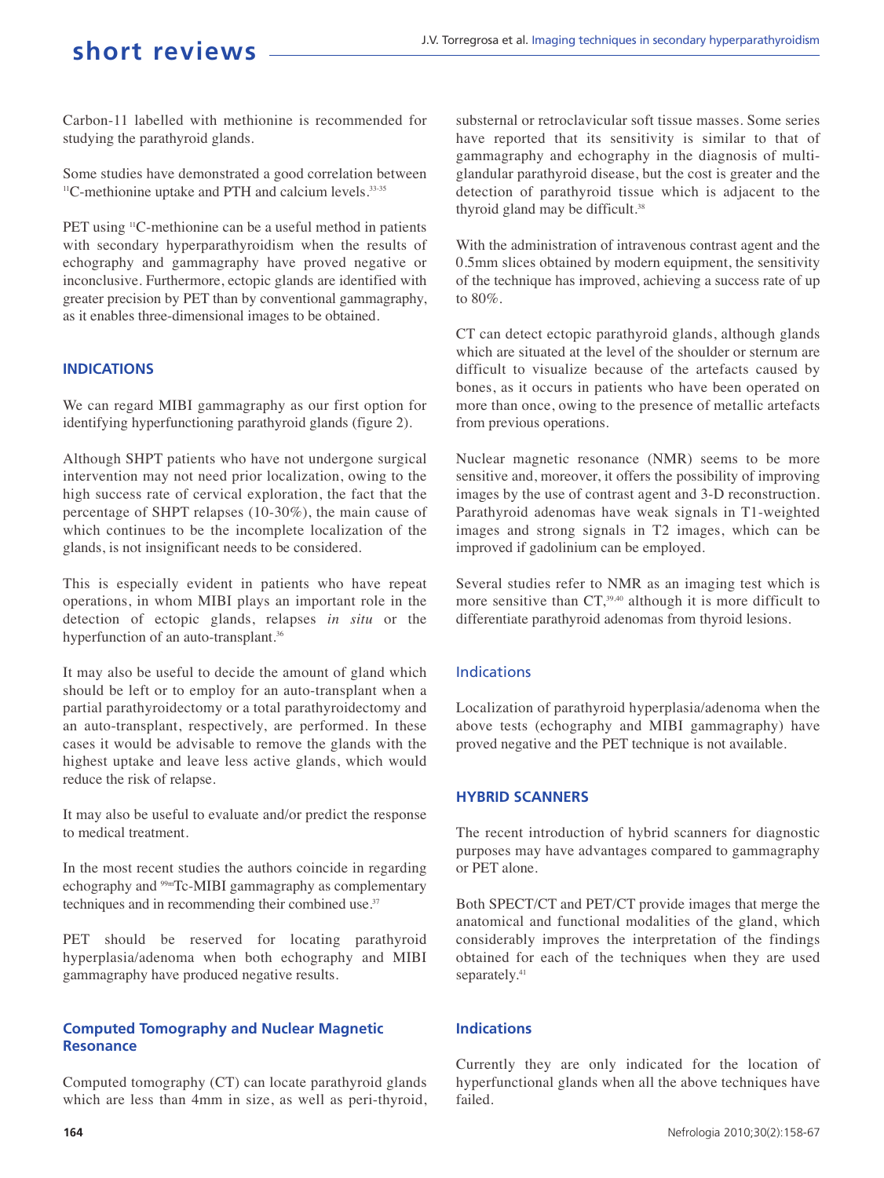Carbon-11 labelled with methionine is recommended for studying the parathyroid glands.

Some studies have demonstrated a good correlation between $^{11}$C-methionine uptake and PTH and calcium levels.[33-35]

PET using $^{11}$C-methionine can be a useful method in patients with secondary hyperparathyroidism when the results of echography and gammagraphy have proved negative or inconclusive. Furthermore, ectopic glands are identified with greater precision by PET than by conventional gammagraphy, as it enables three-dimensional images to be obtained.

### INDICATIONS

We can regard MIBI gammagraphy as our first option for identifying hyperfunctioning parathyroid glands (figure 2).

Although SHPT patients who have not undergone surgical intervention may not need prior localization, owing to the high success rate of cervical exploration, the fact that the percentage of SHPT relapses (10-30%), the main cause of which continues to be the incomplete localization of the glands, is not insignificant needs to be considered.

This is especially evident in patients who have repeat operations, in whom MIBI plays an important role in the detection of ectopic glands, relapses *in situ* or the hyperfunction of an auto-transplant.[36]

It may also be useful to decide the amount of gland which should be left or to employ for an auto-transplant when a partial parathyroidectomy or a total parathyroidectomy and an auto-transplant, respectively, are performed. In these cases it would be advisable to remove the glands with the highest uptake and leave less active glands, which would reduce the risk of relapse.

It may also be useful to evaluate and/or predict the response to medical treatment.

In the most recent studies the authors coincide in regarding echography and $^{99m}$Tc-MIBI gammagraphy as complementary techniques and in recommending their combined use.[37]

PET should be reserved for locating parathyroid hyperplasia/adenoma when both echography and MIBI gammagraphy have produced negative results.

### Computed Tomography and Nuclear Magnetic Resonance

Computed tomography (CT) can locate parathyroid glands which are less than 4mm in size, as well as peri-thyroid, substernal or retroclavicular soft tissue masses. Some series have reported that its sensitivity is similar to that of gammagraphy and echography in the diagnosis of multi-glandular parathyroid disease, but the cost is greater and the detection of parathyroid tissue which is adjacent to the thyroid gland may be difficult.[38]

With the administration of intravenous contrast agent and the 0.5mm slices obtained by modern equipment, the sensitivity of the technique has improved, achieving a success rate of up to 80%.

CT can detect ectopic parathyroid glands, although glands which are situated at the level of the shoulder or sternum are difficult to visualize because of the artefacts caused by bones, as it occurs in patients who have been operated on more than once, owing to the presence of metallic artefacts from previous operations.

Nuclear magnetic resonance (NMR) seems to be more sensitive and, moreover, it offers the possibility of improving images by the use of contrast agent and 3-D reconstruction. Parathyroid adenomas have weak signals in T1-weighted images and strong signals in T2 images, which can be improved if gadolinium can be employed.

Several studies refer to NMR as an imaging test which is more sensitive than CT,[39,40] although it is more difficult to differentiate parathyroid adenomas from thyroid lesions.

#### Indications

Localization of parathyroid hyperplasia/adenoma when the above tests (echography and MIBI gammagraphy) have proved negative and the PET technique is not available.

### HYBRID SCANNERS

The recent introduction of hybrid scanners for diagnostic purposes may have advantages compared to gammagraphy or PET alone.

Both SPECT/CT and PET/CT provide images that merge the anatomical and functional modalities of the gland, which considerably improves the interpretation of the findings obtained for each of the techniques when they are used separately.[41]

### Indications

Currently they are only indicated for the location of hyperfunctional glands when all the above techniques have failed.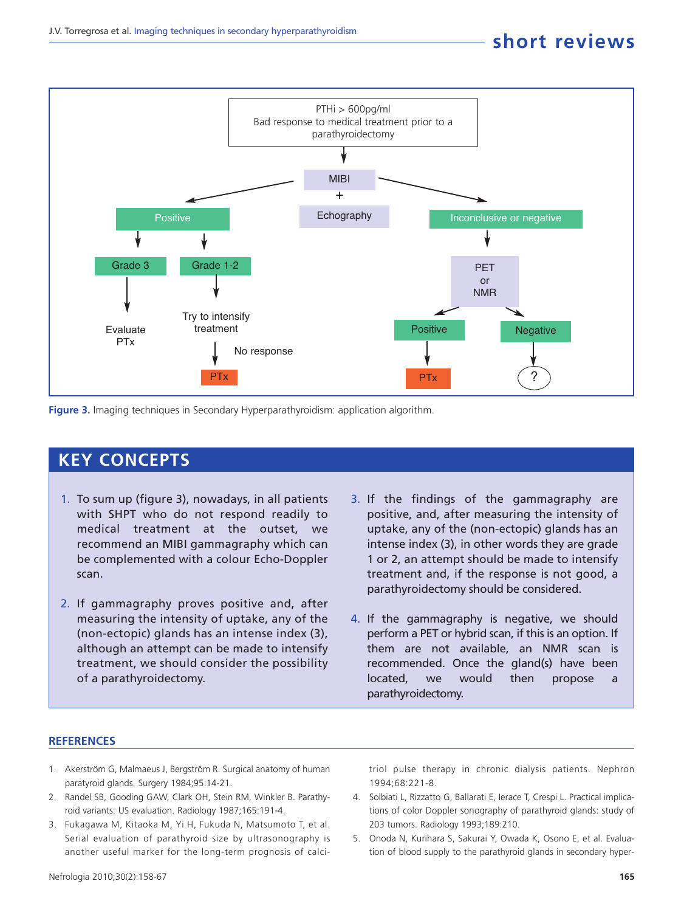PTHi > 600pg/ml
Bad response to medical treatment prior to a parathyroidectomy

MIBI + Echography

Positive → Grade 3 → Evaluate PTx
Positive → Grade 1-2 → Try to intensify treatment → No response → PTx

Inconclusive or negative → PET or NMR → Positive → PTx
Inconclusive or negative → PET or NMR → Negative → ?

**Figure 3.** Imaging techniques in Secondary Hyperparathyroidism: application algorithm.

## KEY CONCEPTS

1. To sum up (figure 3), nowadays, in all patients with SHPT who do not respond readily to medical treatment at the outset, we recommend an MIBI gammagraphy which can be complemented with a colour Echo-Doppler scan.

2. If gammagraphy proves positive and, after measuring the intensity of uptake, any of the (non-ectopic) glands has an intense index (3), although an attempt can be made to intensify treatment, we should consider the possibility of a parathyroidectomy.

3. If the findings of the gammagraphy are positive, and, after measuring the intensity of uptake, any of the (non-ectopic) glands has an intense index (3), in other words they are grade 1 or 2, an attempt should be made to intensify treatment and, if the response is not good, a parathyroidectomy should be considered.

4. If the gammagraphy is negative, we should perform a PET or hybrid scan, if this is an option. If them are not available, an NMR scan is recommended. Once the gland(s) have been located, we would then propose a parathyroidectomy.

## REFERENCES

1. Akerström G, Malmaeus J, Bergström R. Surgical anatomy of human paratyroid glands. Surgery 1984;95:14-21.
2. Randel SB, Gooding GAW, Clark OH, Stein RM, Winkler B. Parathyroid variants: US evaluation. Radiology 1987;165:191-4.
3. Fukagawa M, Kitaoka M, Yi H, Fukuda N, Matsumoto T, et al. Serial evaluation of parathyroid size by ultrasonography is another useful marker for the long-term prognosis of calcitriol pulse therapy in chronic dialysis patients. Nephron 1994;68:221-8.
4. Solbiati L, Rizzatto G, Ballarati E, Ierace T, Crespi L. Practical implications of color Doppler sonography of parathyroid glands: study of 203 tumors. Radiology 1993;189:210.
5. Onoda N, Kurihara S, Sakurai Y, Owada K, Osono E, et al. Evaluation of blood supply to the parathyroid glands in secondary hyper-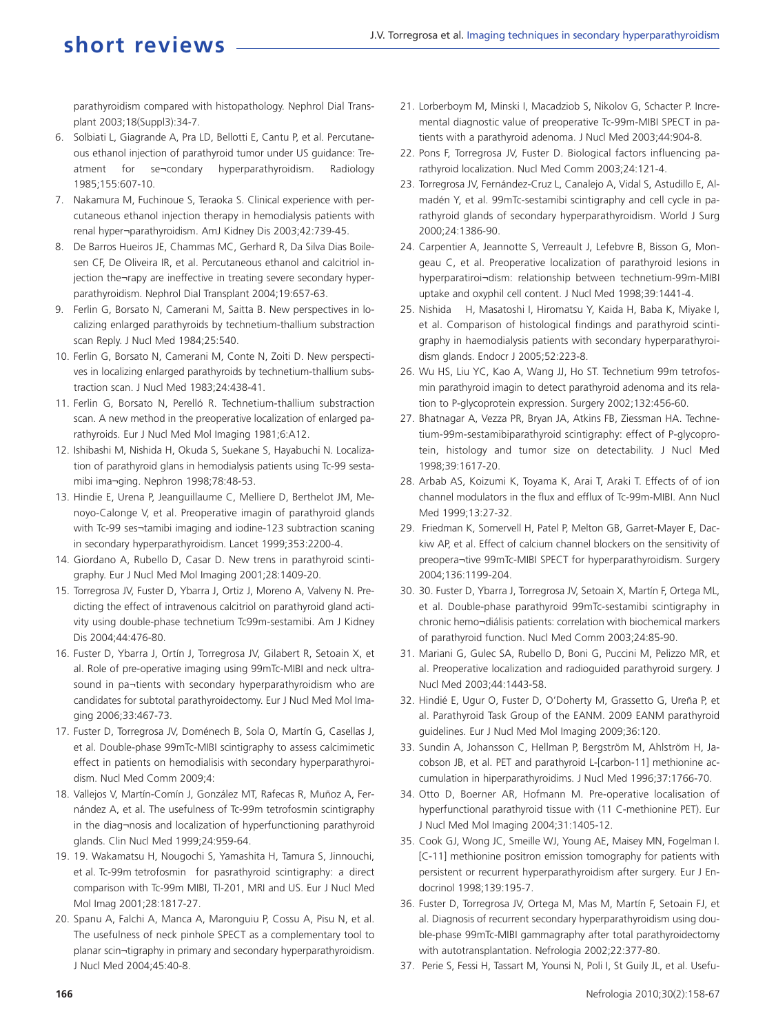parathyroidism compared with histopathology. Nephrol Dial Transplant 2003;18(Suppl3):34-7.

6. Solbiati L, Giagrande A, Pra LD, Bellotti E, Cantu P, et al. Percutaneous ethanol injection of parathyroid tumor under US guidance: Treatment for se¬condary hyperparathyroidism. Radiology 1985;155:607-10.
7. Nakamura M, Fuchinoue S, Teraoka S. Clinical experience with percutaneous ethanol injection therapy in hemodialysis patients with renal hyper¬parathyroidism. AmJ Kidney Dis 2003;42:739-45.
8. De Barros Hueiros JE, Chammas MC, Gerhard R, Da Silva Dias Boilesen CF, De Oliveira IR, et al. Percutaneous ethanol and calcitriol injection the¬rapy are ineffective in treating severe secondary hyperparathyroidism. Nephrol Dial Transplant 2004;19:657-63.
9. Ferlin G, Borsato N, Camerani M, Saitta B. New perspectives in localizing enlarged parathyroids by technetium-thallium substraction scan Reply. J Nucl Med 1984;25:540.
10. Ferlin G, Borsato N, Camerani M, Conte N, Zoiti D. New perspectives in localizing enlarged parathyroids by technetium-thallium substraction scan. J Nucl Med 1983;24:438-41.
11. Ferlin G, Borsato N, Perelló R. Technetium-thallium substraction scan. A new method in the preoperative localization of enlarged parathyroids. Eur J Nucl Med Mol Imaging 1981;6:A12.
12. Ishibashi M, Nishida H, Okuda S, Suekane S, Hayabuchi N. Localization of parathyroid glans in hemodialysis patients using Tc-99 sestamibi ima¬ging. Nephron 1998;78:48-53.
13. Hindie E, Urena P, Jeanguillaume C, Melliere D, Berthelot JM, Menoyo-Calonge V, et al. Preoperative imagin of parathyroid glands with Tc-99 ses¬tamibi imaging and iodine-123 subtraction scaning in secondary hyperparathyroidism. Lancet 1999;353:2200-4.
14. Giordano A, Rubello D, Casar D. New trens in parathyroid scintigraphy. Eur J Nucl Med Mol Imaging 2001;28:1409-20.
15. Torregrosa JV, Fuster D, Ybarra J, Ortiz J, Moreno A, Valveny N. Predicting the effect of intravenous calcitriol on parathyroid gland activity using double-phase technetium Tc99m-sestamibi. Am J Kidney Dis 2004;44:476-80.
16. Fuster D, Ybarra J, Ortín J, Torregrosa JV, Gilabert R, Setoain X, et al. Role of pre-operative imaging using 99mTc-MIBI and neck ultrasound in pa¬tients with secondary hyperparathyroidism who are candidates for subtotal parathyroidectomy. Eur J Nucl Med Mol Imaging 2006;33:467-73.
17. Fuster D, Torregrosa JV, Doménech B, Sola O, Martín G, Casellas J, et al. Double-phase 99mTc-MIBI scintigraphy to assess calcimimetic effect in patients on hemodialisis with secondary hyperparathyroidism. Nucl Med Comm 2009;4:
18. Vallejos V, Martín-Comín J, González MT, Rafecas R, Muñoz A, Fernández A, et al. The usefulness of Tc-99m tetrofosmin scintigraphy in the diag¬nosis and localization of hyperfunctioning parathyroid glands. Clin Nucl Med 1999;24:959-64.
19. 19. Wakamatsu H, Nougochi S, Yamashita H, Tamura S, Jinnouchi, et al. Tc-99m tetrofosmin for pasrathyroid scintigraphy: a direct comparison with Tc-99m MIBI, Tl-201, MRI and US. Eur J Nucl Med Mol Imag 2001;28:1817-27.
20. Spanu A, Falchi A, Manca A, Maronguiu P, Cossu A, Pisu N, et al. The usefulness of neck pinhole SPECT as a complementary tool to planar scin¬tigraphy in primary and secondary hyperparathyroidism. J Nucl Med 2004;45:40-8.
21. Lorberboym M, Minski I, Macadziob S, Nikolov G, Schacter P. Incremental diagnostic value of preoperative Tc-99m-MIBI SPECT in patients with a parathyroid adenoma. J Nucl Med 2003;44:904-8.
22. Pons F, Torregrosa JV, Fuster D. Biological factors influencing parathyroid localization. Nucl Med Comm 2003;24:121-4.
23. Torregrosa JV, Fernández-Cruz L, Canalejo A, Vidal S, Astudillo E, Almadén Y, et al. 99mTc-sestamibi scintigraphy and cell cycle in parathyroid glands of secondary hyperparathyroidism. World J Surg 2000;24:1386-90.
24. Carpentier A, Jeannotte S, Verreault J, Lefebvre B, Bisson G, Mongeau C, et al. Preoperative localization of parathyroid lesions in hyperparatiroi¬dism: relationship between technetium-99m-MIBI uptake and oxyphil cell content. J Nucl Med 1998;39:1441-4.
25. Nishida H, Masatoshi I, Hiromatsu Y, Kaida H, Baba K, Miyake I, et al. Comparison of histological findings and parathyroid scintigraphy in haemodialysis patients with secondary hyperparathyroidism glands. Endocr J 2005;52:223-8.
26. Wu HS, Liu YC, Kao A, Wang JJ, Ho ST. Technetium 99m tetrofosmin parathyroid imagin to detect parathyroid adenoma and its relation to P-glycoprotein expression. Surgery 2002;132:456-60.
27. Bhatnagar A, Vezza PR, Bryan JA, Atkins FB, Ziessman HA. Technetium-99m-sestamibiparathyroid scintigraphy: effect of P-glycoprotein, histology and tumor size on detectability. J Nucl Med 1998;39:1617-20.
28. Arbab AS, Koizumi K, Toyama K, Arai T, Araki T. Effects of of ion channel modulators in the flux and efflux of Tc-99m-MIBI. Ann Nucl Med 1999;13:27-32.
29. Friedman K, Somervell H, Patel P, Melton GB, Garret-Mayer E, Dackiw AP, et al. Effect of calcium channel blockers on the sensitivity of preopera¬tive 99mTc-MIBI SPECT for hyperparathyroidism. Surgery 2004;136:1199-204.
30. 30. Fuster D, Ybarra J, Torregrosa JV, Setoain X, Martín F, Ortega ML, et al. Double-phase parathyroid 99mTc-sestamibi scintigraphy in chronic hemo¬diálisis patients: correlation with biochemical markers of parathyroid function. Nucl Med Comm 2003;24:85-90.
31. Mariani G, Gulec SA, Rubello D, Boni G, Puccini M, Pelizzo MR, et al. Preoperative localization and radioguided parathyroid surgery. J Nucl Med 2003;44:1443-58.
32. Hindié E, Ugur O, Fuster D, O'Doherty M, Grassetto G, Ureña P, et al. Parathyroid Task Group of the EANM. 2009 EANM parathyroid guidelines. Eur J Nucl Med Mol Imaging 2009;36:120.
33. Sundin A, Johansson C, Hellman P, Bergström M, Ahlström H, Jacobson JB, et al. PET and parathyroid L-[carbon-11] methionine accumulation in hiperparathyroidims. J Nucl Med 1996;37:1766-70.
34. Otto D, Boerner AR, Hofmann M. Pre-operative localisation of hyperfunctional parathyroid tissue with (11 C-methionine PET). Eur J Nucl Med Mol Imaging 2004;31:1405-12.
35. Cook GJ, Wong JC, Smeille WJ, Young AE, Maisey MN, Fogelman I. [C-11] methionine positron emission tomography for patients with persistent or recurrent hyperparathyroidism after surgery. Eur J Endocrinol 1998;139:195-7.
36. Fuster D, Torregrosa JV, Ortega M, Mas M, Martín F, Setoain FJ, et al. Diagnosis of recurrent secondary hyperparathyroidism using double-phase 99mTc-MIBI gammagraphy after total parathyroidectomy with autotransplantation. Nefrologia 2002;22:377-80.
37. Perie S, Fessi H, Tassart M, Younsi N, Poli I, St Guily JL, et al. Usefu-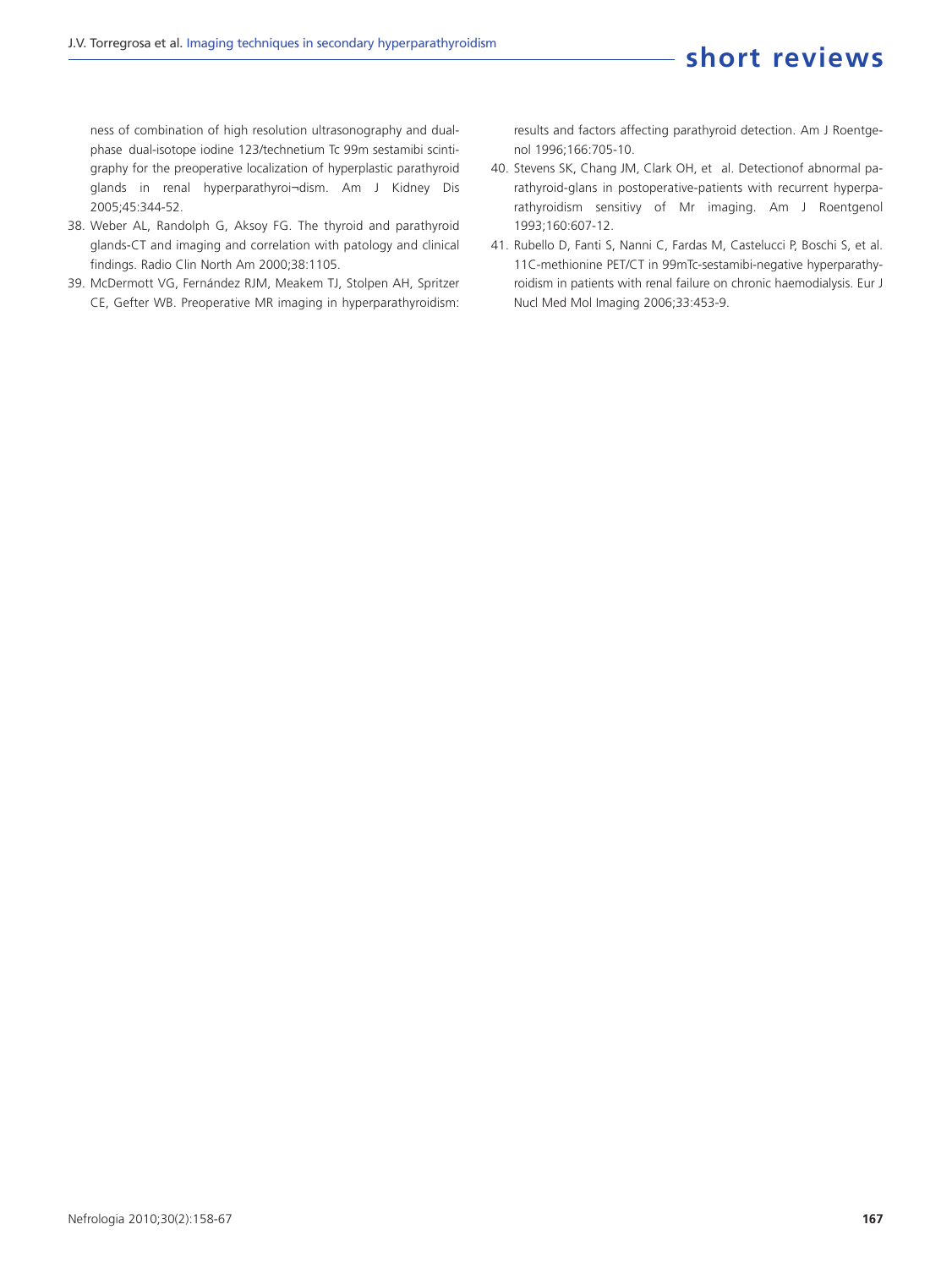ness of combination of high resolution ultrasonography and dual-phase dual-isotope iodine 123/technetium Tc 99m sestamibi scintigraphy for the preoperative localization of hyperplastic parathyroid glands in renal hyperparathyroi¬dism. Am J Kidney Dis 2005;45:344-52.

38. Weber AL, Randolph G, Aksoy FG. The thyroid and parathyroid glands-CT and imaging and correlation with patology and clinical findings. Radio Clin North Am 2000;38:1105.
39. McDermott VG, Fernández RJM, Meakem TJ, Stolpen AH, Spritzer CE, Gefter WB. Preoperative MR imaging in hyperparathyroidism: results and factors affecting parathyroid detection. Am J Roentgenol 1996;166:705-10.
40. Stevens SK, Chang JM, Clark OH, et al. Detectionof abnormal parathyroid-glans in postoperative-patients with recurrent hyperparathyroidism sensitivy of Mr imaging. Am J Roentgenol 1993;160:607-12.
41. Rubello D, Fanti S, Nanni C, Fardas M, Castelucci P, Boschi S, et al. 11C-methionine PET/CT in 99mTc-sestamibi-negative hyperparathyroidism in patients with renal failure on chronic haemodialysis. Eur J Nucl Med Mol Imaging 2006;33:453-9.